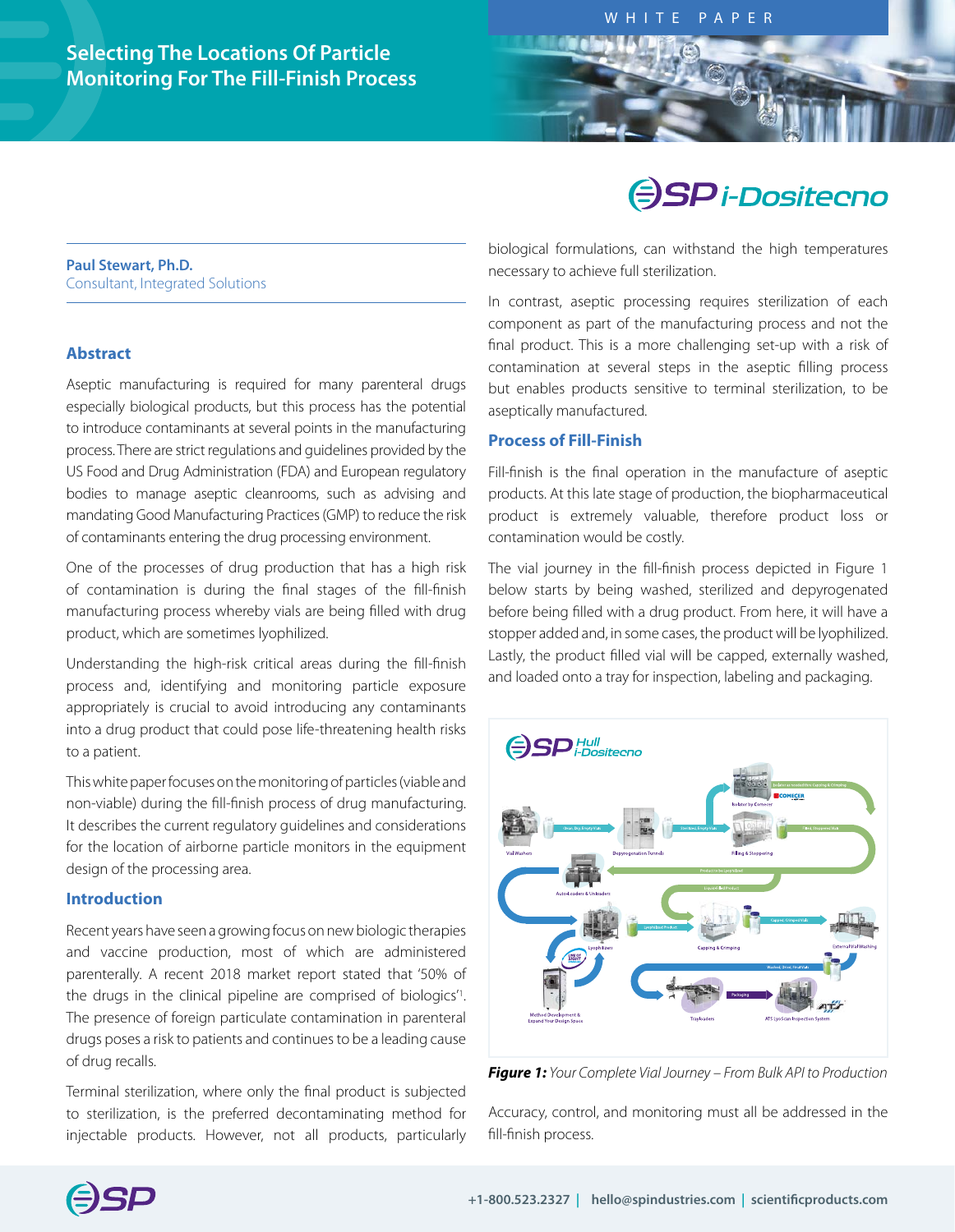WHITE PAPER

# Selecting The Locations Of Particle Monitoring For The Fill-Finish Process

**Paul Stewart, Ph.D.**
Consultant, Integrated Solutions

## Abstract

Aseptic manufacturing is required for many parenteral drugs especially biological products, but this process has the potential to introduce contaminants at several points in the manufacturing process. There are strict regulations and guidelines provided by the US Food and Drug Administration (FDA) and European regulatory bodies to manage aseptic cleanrooms, such as advising and mandating Good Manufacturing Practices (GMP) to reduce the risk of contaminants entering the drug processing environment.

One of the processes of drug production that has a high risk of contamination is during the final stages of the fill-finish manufacturing process whereby vials are being filled with drug product, which are sometimes lyophilized.

Understanding the high-risk critical areas during the fill-finish process and, identifying and monitoring particle exposure appropriately is crucial to avoid introducing any contaminants into a drug product that could pose life-threatening health risks to a patient.

This white paper focuses on the monitoring of particles (viable and non-viable) during the fill-finish process of drug manufacturing. It describes the current regulatory guidelines and considerations for the location of airborne particle monitors in the equipment design of the processing area.

## Introduction

Recent years have seen a growing focus on new biologic therapies and vaccine production, most of which are administered parenterally. A recent 2018 market report stated that '50% of the drugs in the clinical pipeline are comprised of biologics'[1]. The presence of foreign particulate contamination in parenteral drugs poses a risk to patients and continues to be a leading cause of drug recalls.

Terminal sterilization, where only the final product is subjected to sterilization, is the preferred decontaminating method for injectable products. However, not all products, particularly biological formulations, can withstand the high temperatures necessary to achieve full sterilization.

In contrast, aseptic processing requires sterilization of each component as part of the manufacturing process and not the final product. This is a more challenging set-up with a risk of contamination at several steps in the aseptic filling process but enables products sensitive to terminal sterilization, to be aseptically manufactured.

## Process of Fill-Finish

Fill-finish is the final operation in the manufacture of aseptic products. At this late stage of production, the biopharmaceutical product is extremely valuable, therefore product loss or contamination would be costly.

The vial journey in the fill-finish process depicted in Figure 1 below starts by being washed, sterilized and depyrogenated before being filled with a drug product. From here, it will have a stopper added and, in some cases, the product will be lyophilized. Lastly, the product filled vial will be capped, externally washed, and loaded onto a tray for inspection, labeling and packaging.

***Figure 1:*** *Your Complete Vial Journey – From Bulk API to Production*

Accuracy, control, and monitoring must all be addressed in the fill-finish process.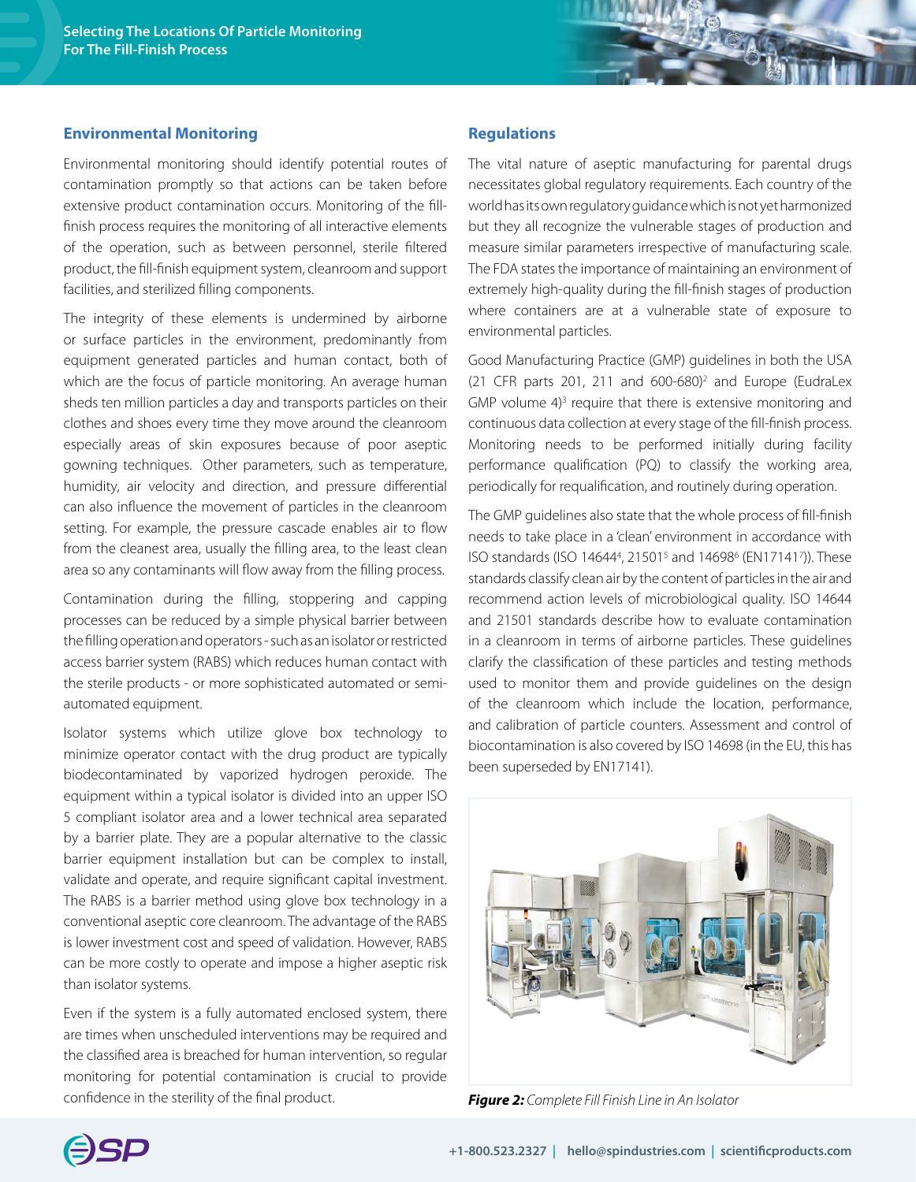## Environmental Monitoring

Environmental monitoring should identify potential routes of contamination promptly so that actions can be taken before extensive product contamination occurs. Monitoring of the fill-finish process requires the monitoring of all interactive elements of the operation, such as between personnel, sterile filtered product, the fill-finish equipment system, cleanroom and support facilities, and sterilized filling components.

The integrity of these elements is undermined by airborne or surface particles in the environment, predominantly from equipment generated particles and human contact, both of which are the focus of particle monitoring. An average human sheds ten million particles a day and transports particles on their clothes and shoes every time they move around the cleanroom especially areas of skin exposures because of poor aseptic gowning techniques. Other parameters, such as temperature, humidity, air velocity and direction, and pressure differential can also influence the movement of particles in the cleanroom setting. For example, the pressure cascade enables air to flow from the cleanest area, usually the filling area, to the least clean area so any contaminants will flow away from the filling process.

Contamination during the filling, stoppering and capping processes can be reduced by a simple physical barrier between the filling operation and operators - such as an isolator or restricted access barrier system (RABS) which reduces human contact with the sterile products - or more sophisticated automated or semi-automated equipment.

Isolator systems which utilize glove box technology to minimize operator contact with the drug product are typically biodecontaminated by vaporized hydrogen peroxide. The equipment within a typical isolator is divided into an upper ISO 5 compliant isolator area and a lower technical area separated by a barrier plate. They are a popular alternative to the classic barrier equipment installation but can be complex to install, validate and operate, and require significant capital investment. The RABS is a barrier method using glove box technology in a conventional aseptic core cleanroom. The advantage of the RABS is lower investment cost and speed of validation. However, RABS can be more costly to operate and impose a higher aseptic risk than isolator systems.

Even if the system is a fully automated enclosed system, there are times when unscheduled interventions may be required and the classified area is breached for human intervention, so regular monitoring for potential contamination is crucial to provide confidence in the sterility of the final product.

## Regulations

The vital nature of aseptic manufacturing for parental drugs necessitates global regulatory requirements. Each country of the world has its own regulatory guidance which is not yet harmonized but they all recognize the vulnerable stages of production and measure similar parameters irrespective of manufacturing scale. The FDA states the importance of maintaining an environment of extremely high-quality during the fill-finish stages of production where containers are at a vulnerable state of exposure to environmental particles.

Good Manufacturing Practice (GMP) guidelines in both the USA (21 CFR parts 201, 211 and 600-680)[2] and Europe (EudraLex GMP volume 4)[3] require that there is extensive monitoring and continuous data collection at every stage of the fill-finish process. Monitoring needs to be performed initially during facility performance qualification (PQ) to classify the working area, periodically for requalification, and routinely during operation.

The GMP guidelines also state that the whole process of fill-finish needs to take place in a 'clean' environment in accordance with ISO standards (ISO 14644[4], 21501[5] and 14698[6] (EN17141[7])). These standards classify clean air by the content of particles in the air and recommend action levels of microbiological quality. ISO 14644 and 21501 standards describe how to evaluate contamination in a cleanroom in terms of airborne particles. These guidelines clarify the classification of these particles and testing methods used to monitor them and provide guidelines on the design of the cleanroom which include the location, performance, and calibration of particle counters. Assessment and control of biocontamination is also covered by ISO 14698 (in the EU, this has been superseded by EN17141).

***Figure 2:*** *Complete Fill Finish Line in An Isolator*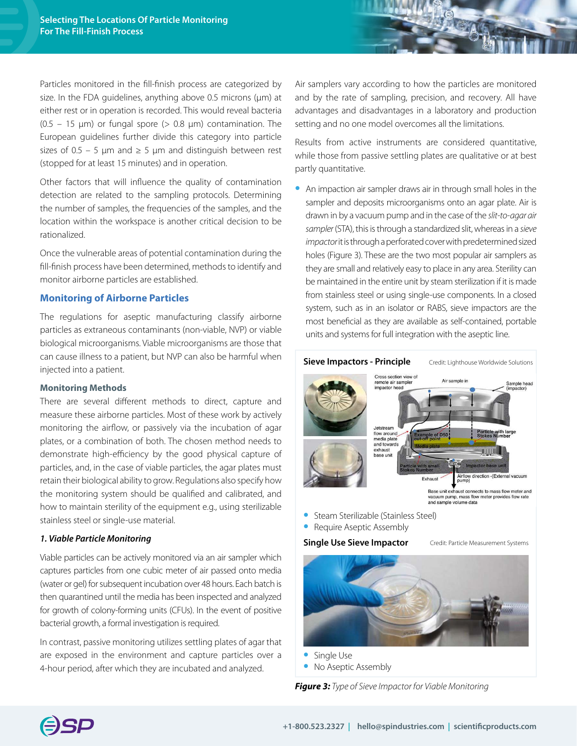Particles monitored in the fill-finish process are categorized by size. In the FDA guidelines, anything above 0.5 microns (µm) at either rest or in operation is recorded. This would reveal bacteria (0.5 – 15 µm) or fungal spore (> 0.8 µm) contamination. The European guidelines further divide this category into particle sizes of 0.5 – 5 µm and ≥ 5 µm and distinguish between rest (stopped for at least 15 minutes) and in operation.

Other factors that will influence the quality of contamination detection are related to the sampling protocols. Determining the number of samples, the frequencies of the samples, and the location within the workspace is another critical decision to be rationalized.

Once the vulnerable areas of potential contamination during the fill-finish process have been determined, methods to identify and monitor airborne particles are established.

## Monitoring of Airborne Particles

The regulations for aseptic manufacturing classify airborne particles as extraneous contaminants (non-viable, NVP) or viable biological microorganisms. Viable microorganisms are those that can cause illness to a patient, but NVP can also be harmful when injected into a patient.

### Monitoring Methods

There are several different methods to direct, capture and measure these airborne particles. Most of these work by actively monitoring the airflow, or passively via the incubation of agar plates, or a combination of both. The chosen method needs to demonstrate high-efficiency by the good physical capture of particles, and, in the case of viable particles, the agar plates must retain their biological ability to grow. Regulations also specify how the monitoring system should be qualified and calibrated, and how to maintain sterility of the equipment e.g., using sterilizable stainless steel or single-use material.

#### *1. Viable Particle Monitoring*

Viable particles can be actively monitored via an air sampler which captures particles from one cubic meter of air passed onto media (water or gel) for subsequent incubation over 48 hours. Each batch is then quarantined until the media has been inspected and analyzed for growth of colony-forming units (CFUs). In the event of positive bacterial growth, a formal investigation is required.

In contrast, passive monitoring utilizes settling plates of agar that are exposed in the environment and capture particles over a 4-hour period, after which they are incubated and analyzed.

Air samplers vary according to how the particles are monitored and by the rate of sampling, precision, and recovery. All have advantages and disadvantages in a laboratory and production setting and no one model overcomes all the limitations.

Results from active instruments are considered quantitative, while those from passive settling plates are qualitative or at best partly quantitative.

- An impaction air sampler draws air in through small holes in the sampler and deposits microorganisms onto an agar plate. Air is drawn in by a vacuum pump and in the case of the *slit-to-agar air sampler* (STA), this is through a standardized slit, whereas in a *sieve impactor* it is through a perforated cover with predetermined sized holes (Figure 3). These are the two most popular air samplers as they are small and relatively easy to place in any area. Sterility can be maintained in the entire unit by steam sterilization if it is made from stainless steel or using single-use components. In a closed system, such as in an isolator or RABS, sieve impactors are the most beneficial as they are available as self-contained, portable units and systems for full integration with the aseptic line.

**Sieve Impactors - Principle** — Credit: Lighthouse Worldwide Solutions

- Steam Sterilizable (Stainless Steel)
- Require Aseptic Assembly

**Single Use Sieve Impactor** — Credit: Particle Measurement Systems

- Single Use
- No Aseptic Assembly

***Figure 3:*** *Type of Sieve Impactor for Viable Monitoring*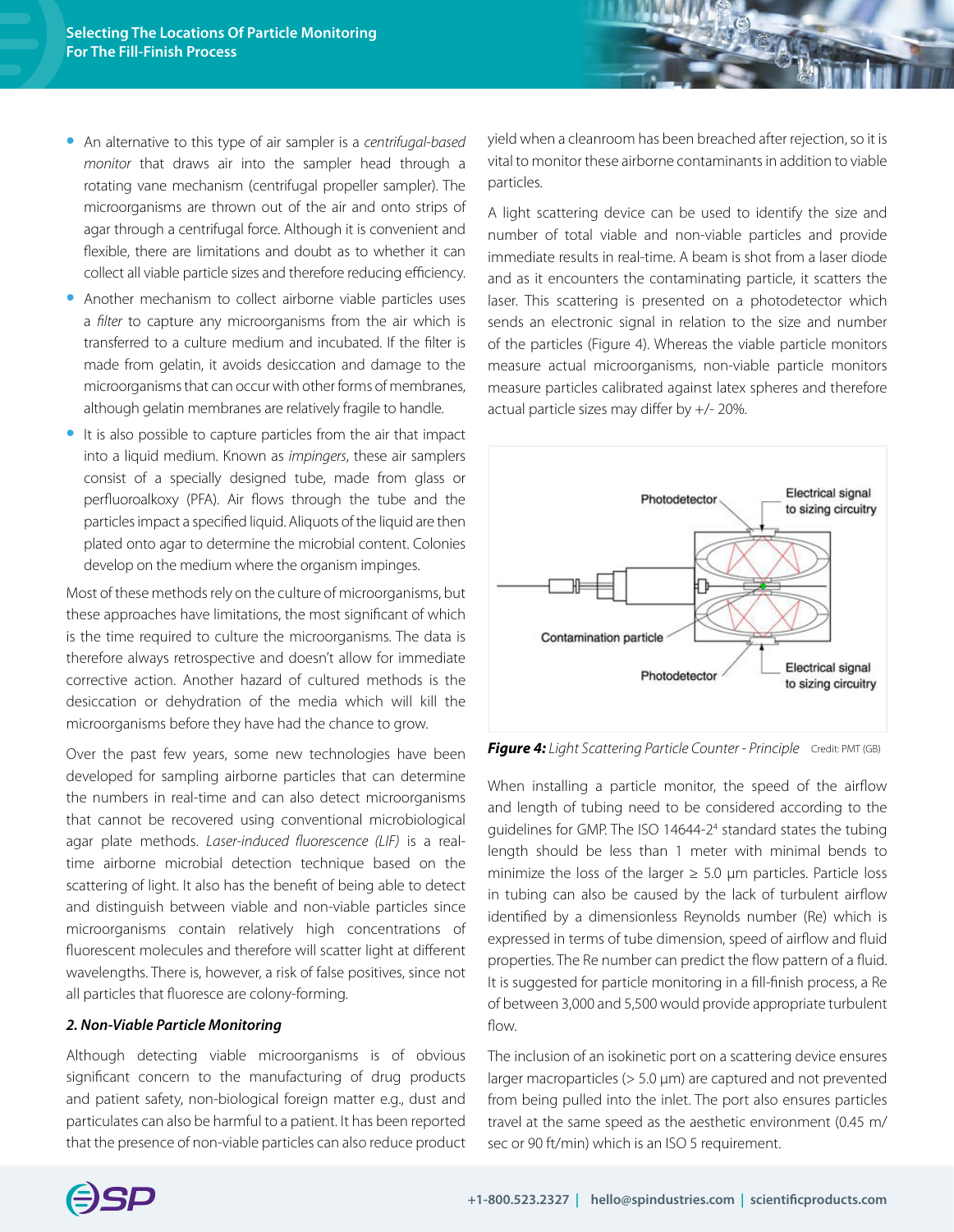- An alternative to this type of air sampler is a *centrifugal-based monitor* that draws air into the sampler head through a rotating vane mechanism (centrifugal propeller sampler). The microorganisms are thrown out of the air and onto strips of agar through a centrifugal force. Although it is convenient and flexible, there are limitations and doubt as to whether it can collect all viable particle sizes and therefore reducing efficiency.
- Another mechanism to collect airborne viable particles uses a *filter* to capture any microorganisms from the air which is transferred to a culture medium and incubated. If the filter is made from gelatin, it avoids desiccation and damage to the microorganisms that can occur with other forms of membranes, although gelatin membranes are relatively fragile to handle.
- It is also possible to capture particles from the air that impact into a liquid medium. Known as *impingers*, these air samplers consist of a specially designed tube, made from glass or perfluoroalkoxy (PFA). Air flows through the tube and the particles impact a specified liquid. Aliquots of the liquid are then plated onto agar to determine the microbial content. Colonies develop on the medium where the organism impinges.

Most of these methods rely on the culture of microorganisms, but these approaches have limitations, the most significant of which is the time required to culture the microorganisms. The data is therefore always retrospective and doesn't allow for immediate corrective action. Another hazard of cultured methods is the desiccation or dehydration of the media which will kill the microorganisms before they have had the chance to grow.

Over the past few years, some new technologies have been developed for sampling airborne particles that can determine the numbers in real-time and can also detect microorganisms that cannot be recovered using conventional microbiological agar plate methods. *Laser-induced fluorescence (LIF)* is a real-time airborne microbial detection technique based on the scattering of light. It also has the benefit of being able to detect and distinguish between viable and non-viable particles since microorganisms contain relatively high concentrations of fluorescent molecules and therefore will scatter light at different wavelengths. There is, however, a risk of false positives, since not all particles that fluoresce are colony-forming.

### *2. Non-Viable Particle Monitoring*

Although detecting viable microorganisms is of obvious significant concern to the manufacturing of drug products and patient safety, non-biological foreign matter e.g., dust and particulates can also be harmful to a patient. It has been reported that the presence of non-viable particles can also reduce product yield when a cleanroom has been breached after rejection, so it is vital to monitor these airborne contaminants in addition to viable particles.

A light scattering device can be used to identify the size and number of total viable and non-viable particles and provide immediate results in real-time. A beam is shot from a laser diode and as it encounters the contaminating particle, it scatters the laser. This scattering is presented on a photodetector which sends an electronic signal in relation to the size and number of the particles (Figure 4). Whereas the viable particle monitors measure actual microorganisms, non-viable particle monitors measure particles calibrated against latex spheres and therefore actual particle sizes may differ by +/- 20%.

Photodetector — Electrical signal to sizing circuitry — Contamination particle — Photodetector — Electrical signal to sizing circuitry

***Figure 4:*** *Light Scattering Particle Counter - Principle* Credit: PMT (GB)

When installing a particle monitor, the speed of the airflow and length of tubing need to be considered according to the guidelines for GMP. The ISO 14644-2[4] standard states the tubing length should be less than 1 meter with minimal bends to minimize the loss of the larger ≥ 5.0 µm particles. Particle loss in tubing can also be caused by the lack of turbulent airflow identified by a dimensionless Reynolds number (Re) which is expressed in terms of tube dimension, speed of airflow and fluid properties. The Re number can predict the flow pattern of a fluid. It is suggested for particle monitoring in a fill-finish process, a Re of between 3,000 and 5,500 would provide appropriate turbulent flow.

The inclusion of an isokinetic port on a scattering device ensures larger macroparticles (> 5.0 µm) are captured and not prevented from being pulled into the inlet. The port also ensures particles travel at the same speed as the aesthetic environment (0.45 m/sec or 90 ft/min) which is an ISO 5 requirement.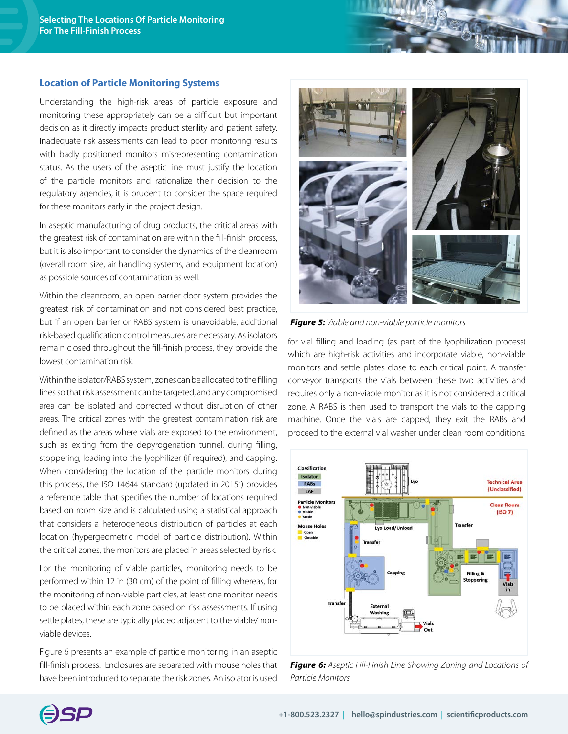## Location of Particle Monitoring Systems

Understanding the high-risk areas of particle exposure and monitoring these appropriately can be a difficult but important decision as it directly impacts product sterility and patient safety. Inadequate risk assessments can lead to poor monitoring results with badly positioned monitors misrepresenting contamination status. As the users of the aseptic line must justify the location of the particle monitors and rationalize their decision to the regulatory agencies, it is prudent to consider the space required for these monitors early in the project design.

In aseptic manufacturing of drug products, the critical areas with the greatest risk of contamination are within the fill-finish process, but it is also important to consider the dynamics of the cleanroom (overall room size, air handling systems, and equipment location) as possible sources of contamination as well.

Within the cleanroom, an open barrier door system provides the greatest risk of contamination and not considered best practice, but if an open barrier or RABS system is unavoidable, additional risk-based qualification control measures are necessary. As isolators remain closed throughout the fill-finish process, they provide the lowest contamination risk.

Within the isolator/RABS system, zones can be allocated to the filling lines so that risk assessment can be targeted, and any compromised area can be isolated and corrected without disruption of other areas. The critical zones with the greatest contamination risk are defined as the areas where vials are exposed to the environment, such as exiting from the depyrogenation tunnel, during filling, stoppering, loading into the lyophilizer (if required), and capping. When considering the location of the particle monitors during this process, the ISO 14644 standard (updated in 2015[4]) provides a reference table that specifies the number of locations required based on room size and is calculated using a statistical approach that considers a heterogeneous distribution of particles at each location (hypergeometric model of particle distribution). Within the critical zones, the monitors are placed in areas selected by risk.

For the monitoring of viable particles, monitoring needs to be performed within 12 in (30 cm) of the point of filling whereas, for the monitoring of non-viable particles, at least one monitor needs to be placed within each zone based on risk assessments. If using settle plates, these are typically placed adjacent to the viable/ non-viable devices.

Figure 6 presents an example of particle monitoring in an aseptic fill-finish process. Enclosures are separated with mouse holes that have been introduced to separate the risk zones. An isolator is used for vial filling and loading (as part of the lyophilization process) which are high-risk activities and incorporate viable, non-viable monitors and settle plates close to each critical point. A transfer conveyor transports the vials between these two activities and requires only a non-viable monitor as it is not considered a critical zone. A RABS is then used to transport the vials to the capping machine. Once the vials are capped, they exit the RABs and proceed to the external vial washer under clean room conditions.

***Figure 5:*** *Viable and non-viable particle monitors*

***Figure 6:*** *Aseptic Fill-Finish Line Showing Zoning and Locations of Particle Monitors*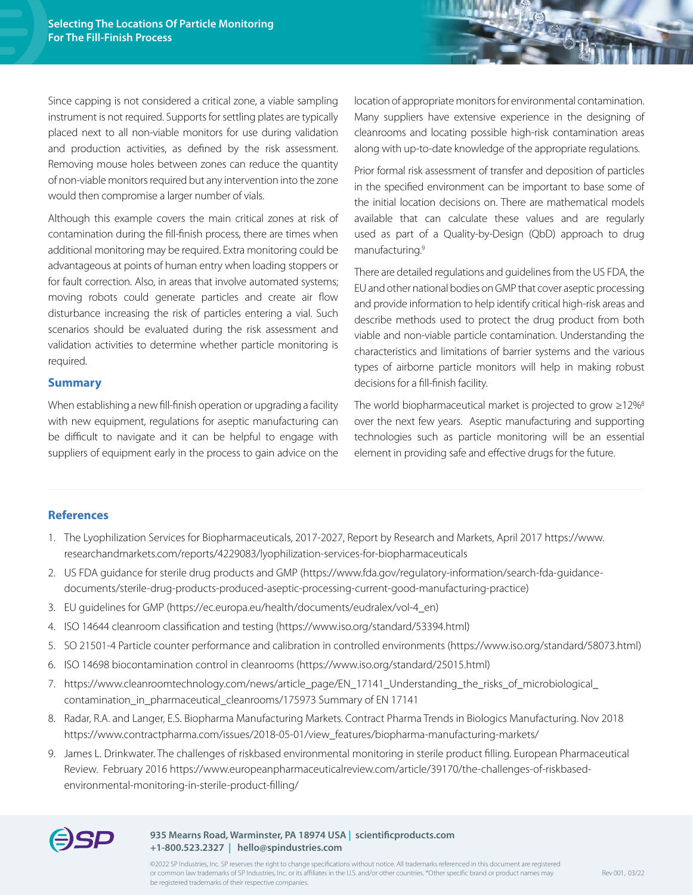Since capping is not considered a critical zone, a viable sampling instrument is not required. Supports for settling plates are typically placed next to all non-viable monitors for use during validation and production activities, as defined by the risk assessment. Removing mouse holes between zones can reduce the quantity of non-viable monitors required but any intervention into the zone would then compromise a larger number of vials.

Although this example covers the main critical zones at risk of contamination during the fill-finish process, there are times when additional monitoring may be required. Extra monitoring could be advantageous at points of human entry when loading stoppers or for fault correction. Also, in areas that involve automated systems; moving robots could generate particles and create air flow disturbance increasing the risk of particles entering a vial. Such scenarios should be evaluated during the risk assessment and validation activities to determine whether particle monitoring is required.

## Summary

When establishing a new fill-finish operation or upgrading a facility with new equipment, regulations for aseptic manufacturing can be difficult to navigate and it can be helpful to engage with suppliers of equipment early in the process to gain advice on the location of appropriate monitors for environmental contamination. Many suppliers have extensive experience in the designing of cleanrooms and locating possible high-risk contamination areas along with up-to-date knowledge of the appropriate regulations.

Prior formal risk assessment of transfer and deposition of particles in the specified environment can be important to base some of the initial location decisions on. There are mathematical models available that can calculate these values and are regularly used as part of a Quality-by-Design (QbD) approach to drug manufacturing.[9]

There are detailed regulations and guidelines from the US FDA, the EU and other national bodies on GMP that cover aseptic processing and provide information to help identify critical high-risk areas and describe methods used to protect the drug product from both viable and non-viable particle contamination. Understanding the characteristics and limitations of barrier systems and the various types of airborne particle monitors will help in making robust decisions for a fill-finish facility.

The world biopharmaceutical market is projected to grow ≥12%[8] over the next few years. Aseptic manufacturing and supporting technologies such as particle monitoring will be an essential element in providing safe and effective drugs for the future.

## References

1. The Lyophilization Services for Biopharmaceuticals, 2017-2027, Report by Research and Markets, April 2017 https://www.researchandmarkets.com/reports/4229083/lyophilization-services-for-biopharmaceuticals
2. US FDA guidance for sterile drug products and GMP (https://www.fda.gov/regulatory-information/search-fda-guidance-documents/sterile-drug-products-produced-aseptic-processing-current-good-manufacturing-practice)
3. EU guidelines for GMP (https://ec.europa.eu/health/documents/eudralex/vol-4_en)
4. ISO 14644 cleanroom classification and testing (https://www.iso.org/standard/53394.html)
5. SO 21501-4 Particle counter performance and calibration in controlled environments (https://www.iso.org/standard/58073.html)
6. ISO 14698 biocontamination control in cleanrooms (https://www.iso.org/standard/25015.html)
7. https://www.cleanroomtechnology.com/news/article_page/EN_17141_Understanding_the_risks_of_microbiological_contamination_in_pharmaceutical_cleanrooms/175973 Summary of EN 17141
8. Radar, R.A. and Langer, E.S. Biopharma Manufacturing Markets. Contract Pharma Trends in Biologics Manufacturing. Nov 2018 https://www.contractpharma.com/issues/2018-05-01/view_features/biopharma-manufacturing-markets/
9. James L. Drinkwater. The challenges of riskbased environmental monitoring in sterile product filling. European Pharmaceutical Review. February 2016 https://www.europeanpharmaceuticalreview.com/article/39170/the-challenges-of-riskbased-environmental-monitoring-in-sterile-product-filling/

**935 Mearns Road, Warminster, PA 18974 USA | scientificproducts.com**
**+1-800.523.2327 | hello@spindustries.com**

©2022 SP Industries, Inc. SP reserves the right to change specifications without notice. All trademarks referenced in this document are registered or common law trademarks of SP Industries, Inc. or its affiliates in the U.S. and/or other countries. *Other specific brand or product names may be registered trademarks of their respective companies.

Rev 001, 03/22